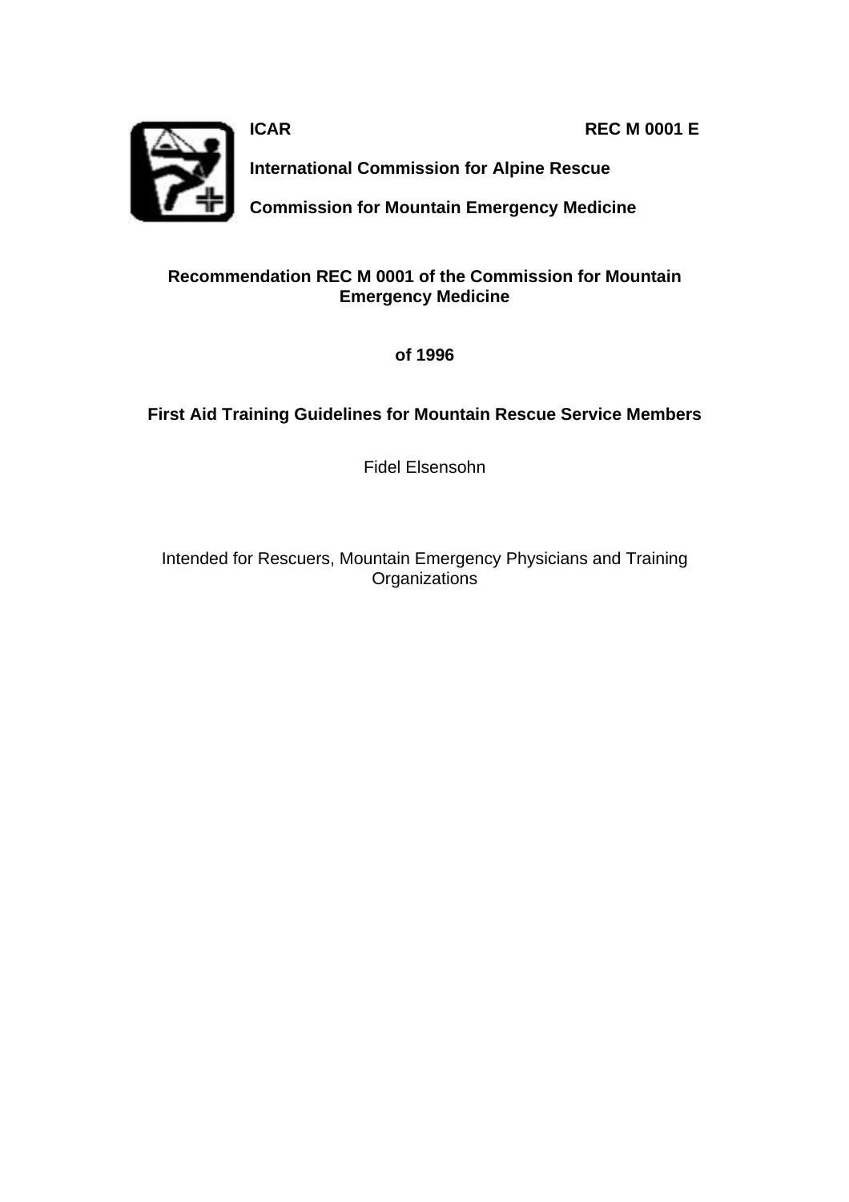**ICAR** **REC M 0001 E**

**International Commission for Alpine Rescue**

**Commission for Mountain Emergency Medicine**

# Recommendation REC M 0001 of the Commission for Mountain Emergency Medicine

**of 1996**

## First Aid Training Guidelines for Mountain Rescue Service Members

Fidel Elsensohn

Intended for Rescuers, Mountain Emergency Physicians and Training Organizations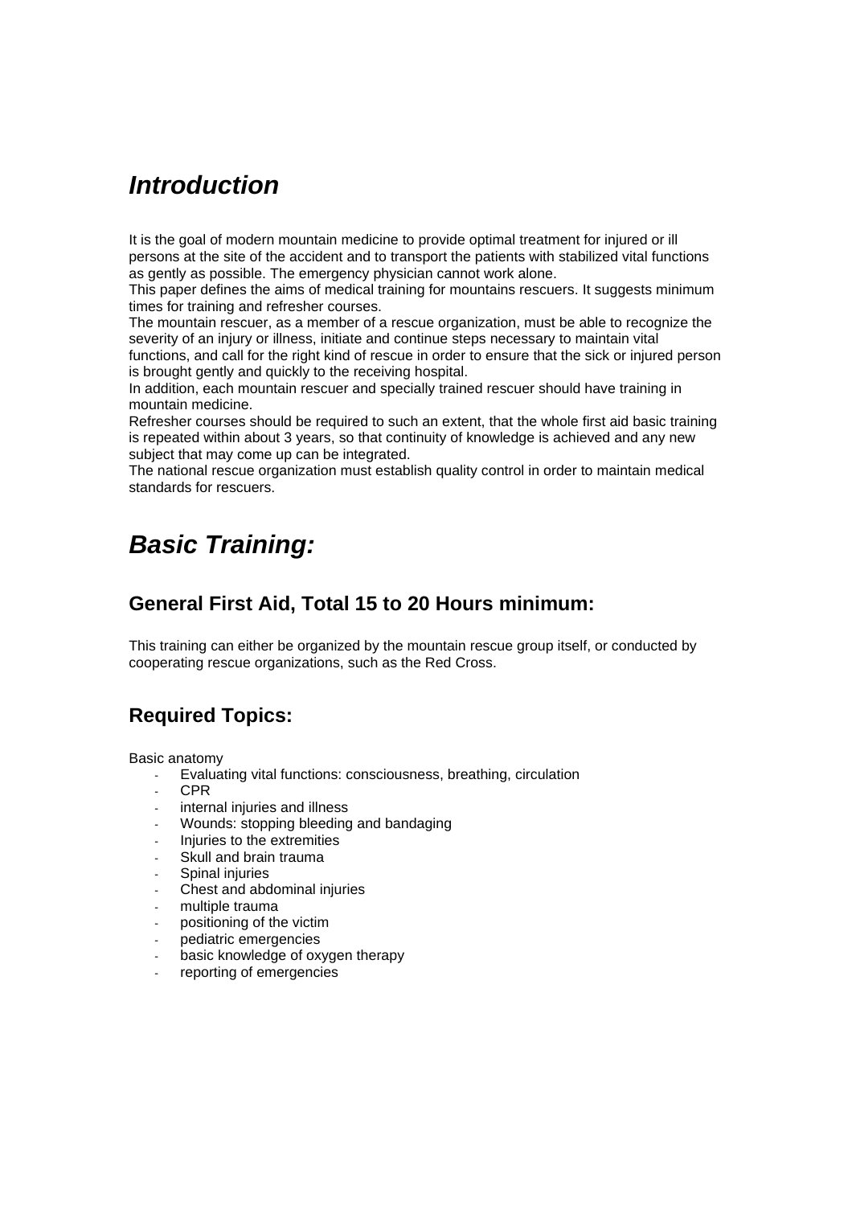# *Introduction*

It is the goal of modern mountain medicine to provide optimal treatment for injured or ill persons at the site of the accident and to transport the patients with stabilized vital functions as gently as possible. The emergency physician cannot work alone.
This paper defines the aims of medical training for mountains rescuers. It suggests minimum times for training and refresher courses.
The mountain rescuer, as a member of a rescue organization, must be able to recognize the severity of an injury or illness, initiate and continue steps necessary to maintain vital functions, and call for the right kind of rescue in order to ensure that the sick or injured person is brought gently and quickly to the receiving hospital.
In addition, each mountain rescuer and specially trained rescuer should have training in mountain medicine.
Refresher courses should be required to such an extent, that the whole first aid basic training is repeated within about 3 years, so that continuity of knowledge is achieved and any new subject that may come up can be integrated.
The national rescue organization must establish quality control in order to maintain medical standards for rescuers.

# *Basic Training:*

## General First Aid, Total 15 to 20 Hours minimum:

This training can either be organized by the mountain rescue group itself, or conducted by cooperating rescue organizations, such as the Red Cross.

## Required Topics:

Basic anatomy

- Evaluating vital functions: consciousness, breathing, circulation
- CPR
- internal injuries and illness
- Wounds: stopping bleeding and bandaging
- Injuries to the extremities
- Skull and brain trauma
- Spinal injuries
- Chest and abdominal injuries
- multiple trauma
- positioning of the victim
- pediatric emergencies
- basic knowledge of oxygen therapy
- reporting of emergencies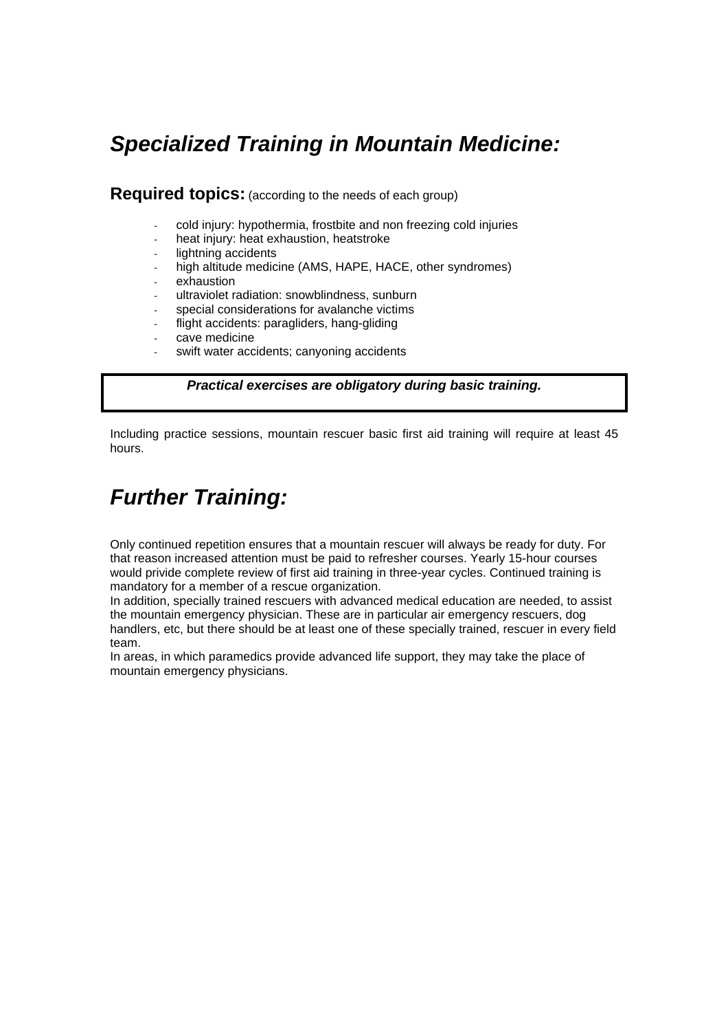## *Specialized Training in Mountain Medicine:*

**Required topics:** (according to the needs of each group)

- cold injury: hypothermia, frostbite and non freezing cold injuries
- heat injury: heat exhaustion, heatstroke
- lightning accidents
- high altitude medicine (AMS, HAPE, HACE, other syndromes)
- exhaustion
- ultraviolet radiation: snowblindness, sunburn
- special considerations for avalanche victims
- flight accidents: paragliders, hang-gliding
- cave medicine
- swift water accidents; canyoning accidents

***Practical exercises are obligatory during basic training.***

Including practice sessions, mountain rescuer basic first aid training will require at least 45 hours.

## *Further Training:*

Only continued repetition ensures that a mountain rescuer will always be ready for duty. For that reason increased attention must be paid to refresher courses. Yearly 15-hour courses would privide complete review of first aid training in three-year cycles. Continued training is mandatory for a member of a rescue organization.
In addition, specially trained rescuers with advanced medical education are needed, to assist the mountain emergency physician. These are in particular air emergency rescuers, dog handlers, etc, but there should be at least one of these specially trained, rescuer in every field team.
In areas, in which paramedics provide advanced life support, they may take the place of mountain emergency physicians.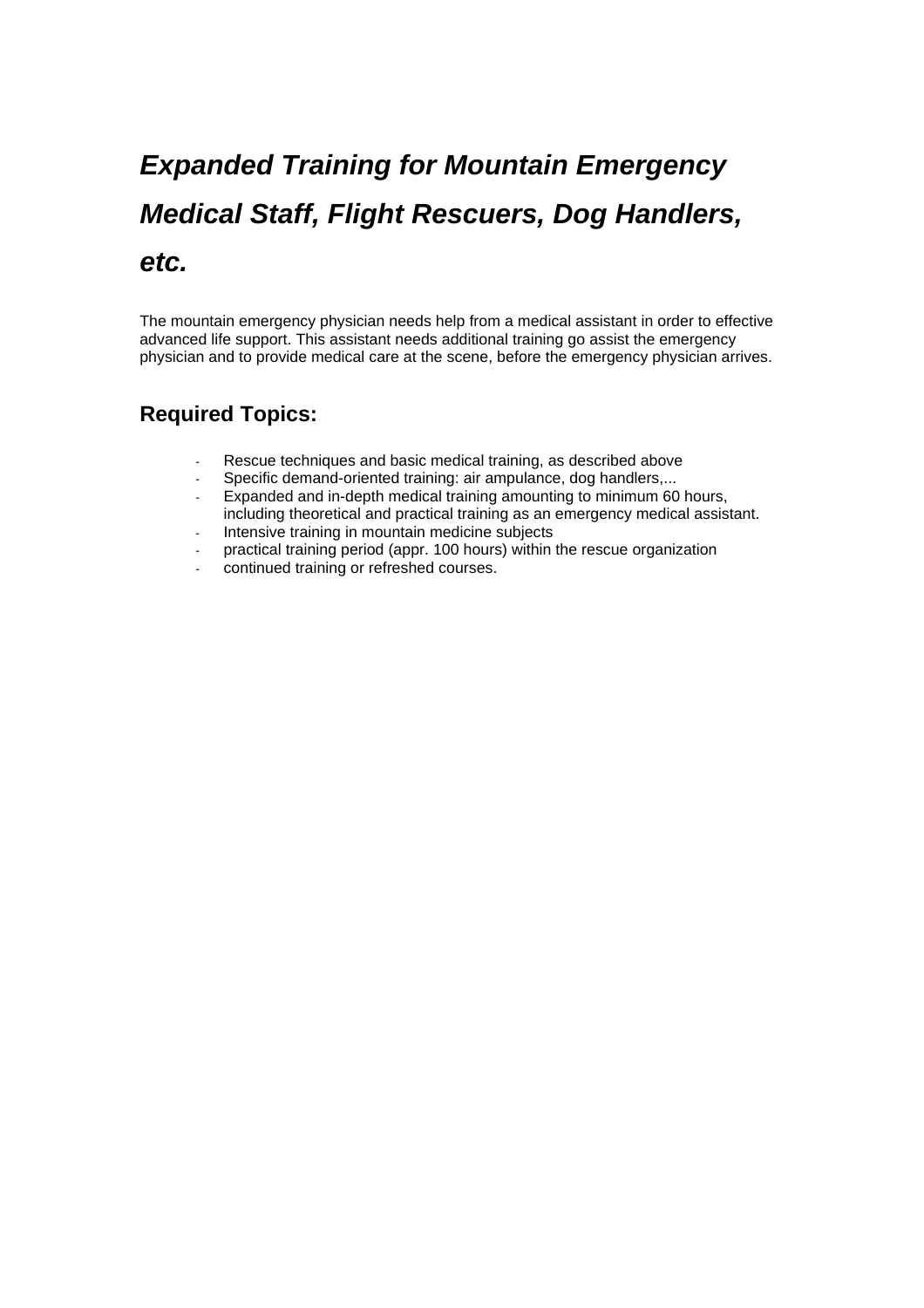# *Expanded Training for Mountain Emergency Medical Staff, Flight Rescuers, Dog Handlers, etc.*

The mountain emergency physician needs help from a medical assistant in order to effective advanced life support. This assistant needs additional training go assist the emergency physician and to provide medical care at the scene, before the emergency physician arrives.

## Required Topics:

- Rescue techniques and basic medical training, as described above
- Specific demand-oriented training: air ampulance, dog handlers,...
- Expanded and in-depth medical training amounting to minimum 60 hours, including theoretical and practical training as an emergency medical assistant.
- Intensive training in mountain medicine subjects
- practical training period (appr. 100 hours) within the rescue organization
- continued training or refreshed courses.